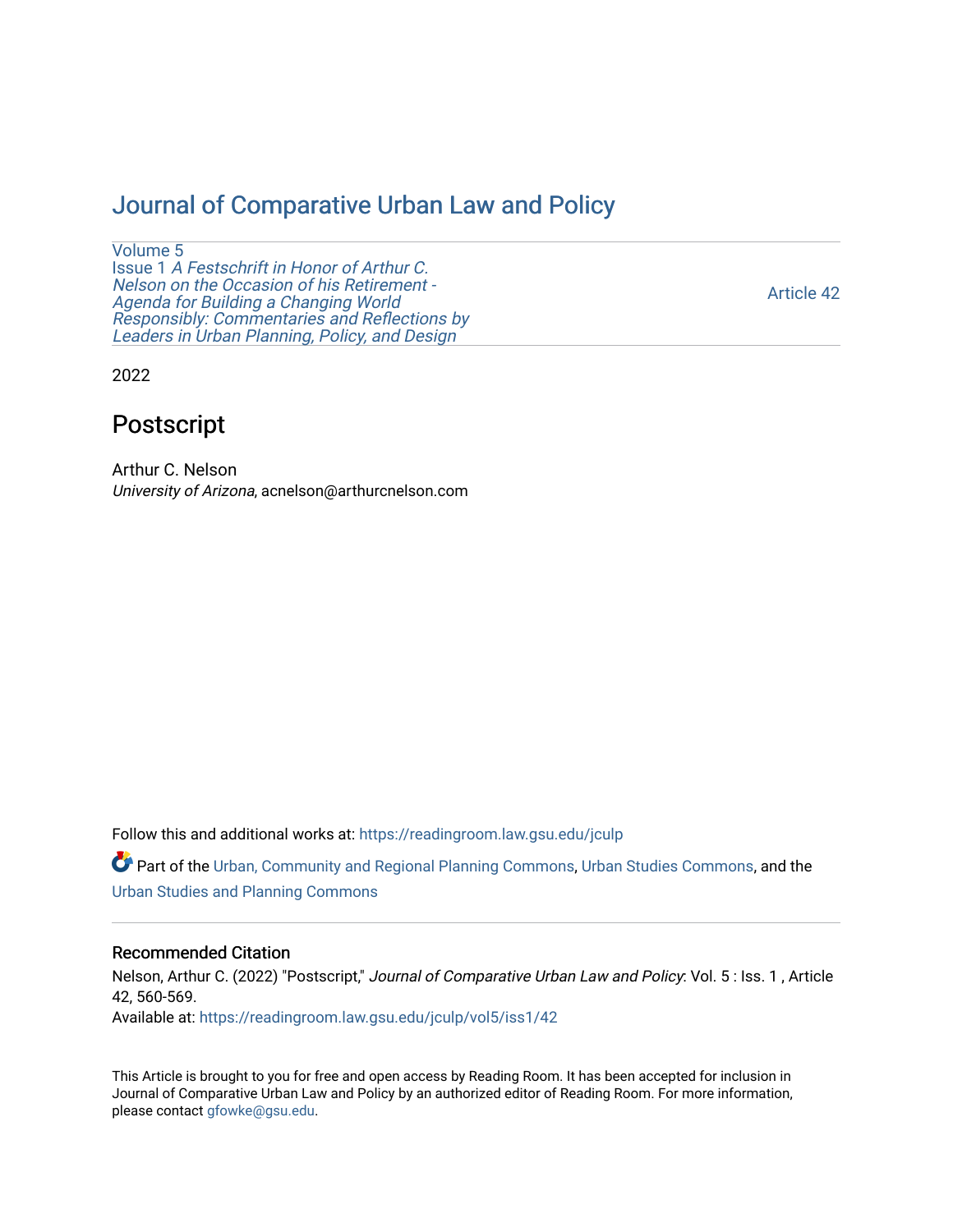# Journal of Comparative Urban Law and Policy

Volume 5
Issue 1 *A Festschrift in Honor of Arthur C. Nelson on the Occasion of his Retirement - Agenda for Building a Changing World Responsibly: Commentaries and Reflections by Leaders in Urban Planning, Policy, and Design*

Article 42

2022

## Postscript

Arthur C. Nelson
*University of Arizona*, acnelson@arthurcnelson.com

Follow this and additional works at: https://readingroom.law.gsu.edu/jculp

Part of the Urban, Community and Regional Planning Commons, Urban Studies Commons, and the Urban Studies and Planning Commons

### Recommended Citation

Nelson, Arthur C. (2022) "Postscript," *Journal of Comparative Urban Law and Policy*: Vol. 5 : Iss. 1 , Article 42, 560-569.
Available at: https://readingroom.law.gsu.edu/jculp/vol5/iss1/42

This Article is brought to you for free and open access by Reading Room. It has been accepted for inclusion in Journal of Comparative Urban Law and Policy by an authorized editor of Reading Room. For more information, please contact gfowke@gsu.edu.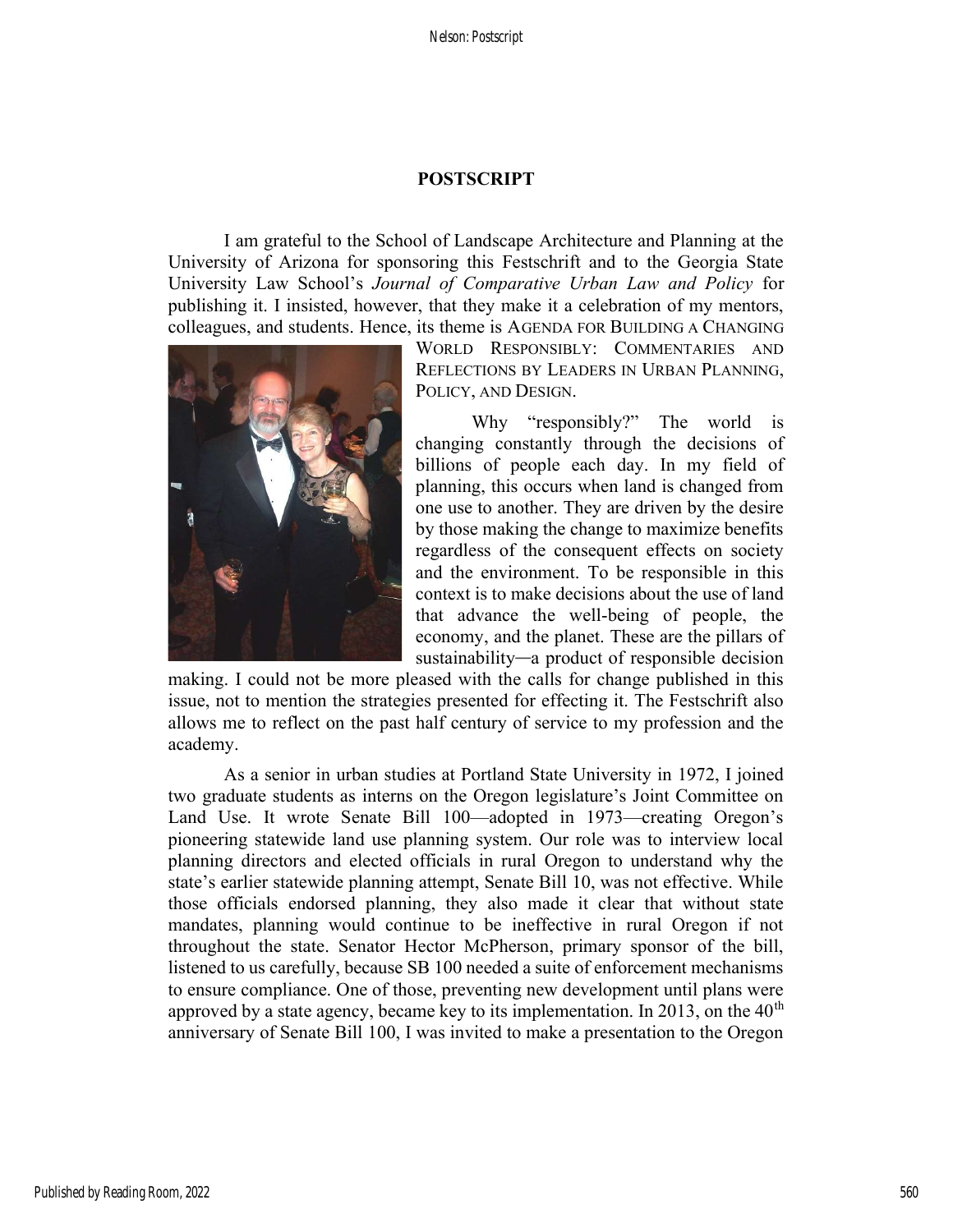## POSTSCRIPT

I am grateful to the School of Landscape Architecture and Planning at the University of Arizona for sponsoring this Festschrift and to the Georgia State University Law School's *Journal of Comparative Urban Law and Policy* for publishing it. I insisted, however, that they make it a celebration of my mentors, colleagues, and students. Hence, its theme is AGENDA FOR BUILDING A CHANGING WORLD RESPONSIBLY: COMMENTARIES AND REFLECTIONS BY LEADERS IN URBAN PLANNING, POLICY, AND DESIGN.

Why "responsibly?" The world is changing constantly through the decisions of billions of people each day. In my field of planning, this occurs when land is changed from one use to another. They are driven by the desire by those making the change to maximize benefits regardless of the consequent effects on society and the environment. To be responsible in this context is to make decisions about the use of land that advance the well-being of people, the economy, and the planet. These are the pillars of sustainability—a product of responsible decision making. I could not be more pleased with the calls for change published in this issue, not to mention the strategies presented for effecting it. The Festschrift also allows me to reflect on the past half century of service to my profession and the academy.

As a senior in urban studies at Portland State University in 1972, I joined two graduate students as interns on the Oregon legislature's Joint Committee on Land Use. It wrote Senate Bill 100—adopted in 1973—creating Oregon's pioneering statewide land use planning system. Our role was to interview local planning directors and elected officials in rural Oregon to understand why the state's earlier statewide planning attempt, Senate Bill 10, was not effective. While those officials endorsed planning, they also made it clear that without state mandates, planning would continue to be ineffective in rural Oregon if not throughout the state. Senator Hector McPherson, primary sponsor of the bill, listened to us carefully, because SB 100 needed a suite of enforcement mechanisms to ensure compliance. One of those, preventing new development until plans were approved by a state agency, became key to its implementation. In 2013, on the 40th anniversary of Senate Bill 100, I was invited to make a presentation to the Oregon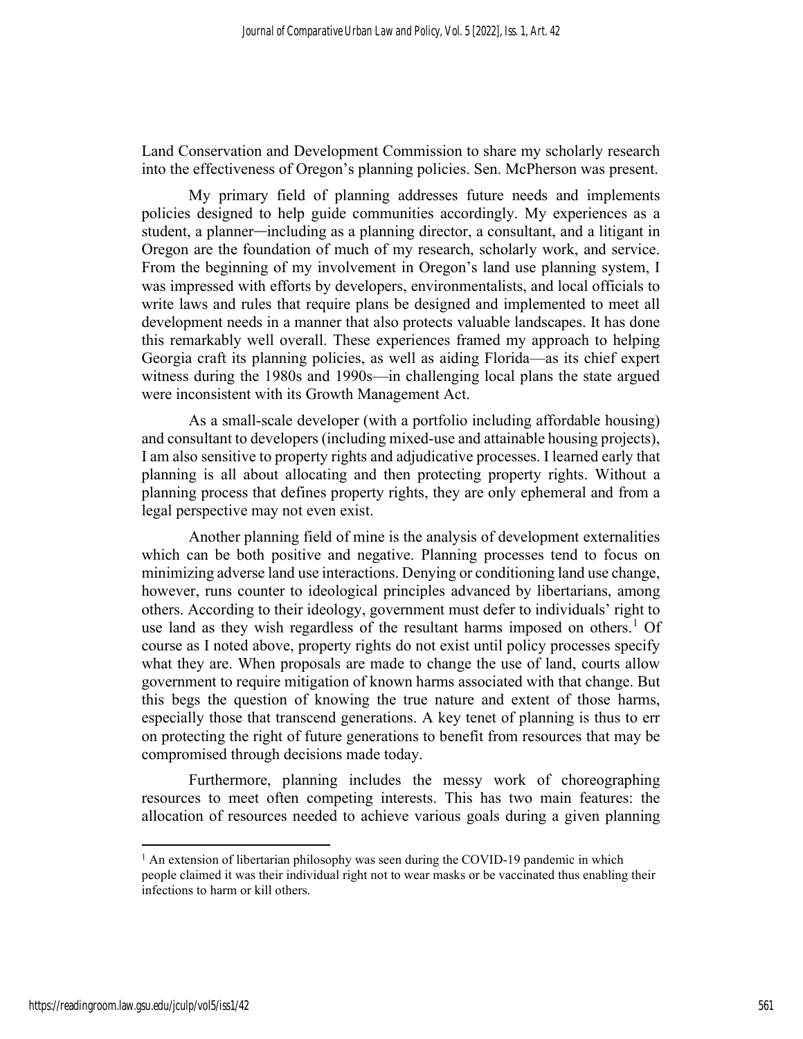Land Conservation and Development Commission to share my scholarly research into the effectiveness of Oregon's planning policies. Sen. McPherson was present.

My primary field of planning addresses future needs and implements policies designed to help guide communities accordingly. My experiences as a student, a planner—including as a planning director, a consultant, and a litigant in Oregon are the foundation of much of my research, scholarly work, and service. From the beginning of my involvement in Oregon's land use planning system, I was impressed with efforts by developers, environmentalists, and local officials to write laws and rules that require plans be designed and implemented to meet all development needs in a manner that also protects valuable landscapes. It has done this remarkably well overall. These experiences framed my approach to helping Georgia craft its planning policies, as well as aiding Florida—as its chief expert witness during the 1980s and 1990s—in challenging local plans the state argued were inconsistent with its Growth Management Act.

As a small-scale developer (with a portfolio including affordable housing) and consultant to developers (including mixed-use and attainable housing projects), I am also sensitive to property rights and adjudicative processes. I learned early that planning is all about allocating and then protecting property rights. Without a planning process that defines property rights, they are only ephemeral and from a legal perspective may not even exist.

Another planning field of mine is the analysis of development externalities which can be both positive and negative. Planning processes tend to focus on minimizing adverse land use interactions. Denying or conditioning land use change, however, runs counter to ideological principles advanced by libertarians, among others. According to their ideology, government must defer to individuals' right to use land as they wish regardless of the resultant harms imposed on others.[1] Of course as I noted above, property rights do not exist until policy processes specify what they are. When proposals are made to change the use of land, courts allow government to require mitigation of known harms associated with that change. But this begs the question of knowing the true nature and extent of those harms, especially those that transcend generations. A key tenet of planning is thus to err on protecting the right of future generations to benefit from resources that may be compromised through decisions made today.

Furthermore, planning includes the messy work of choreographing resources to meet often competing interests. This has two main features: the allocation of resources needed to achieve various goals during a given planning

[1] An extension of libertarian philosophy was seen during the COVID-19 pandemic in which people claimed it was their individual right not to wear masks or be vaccinated thus enabling their infections to harm or kill others.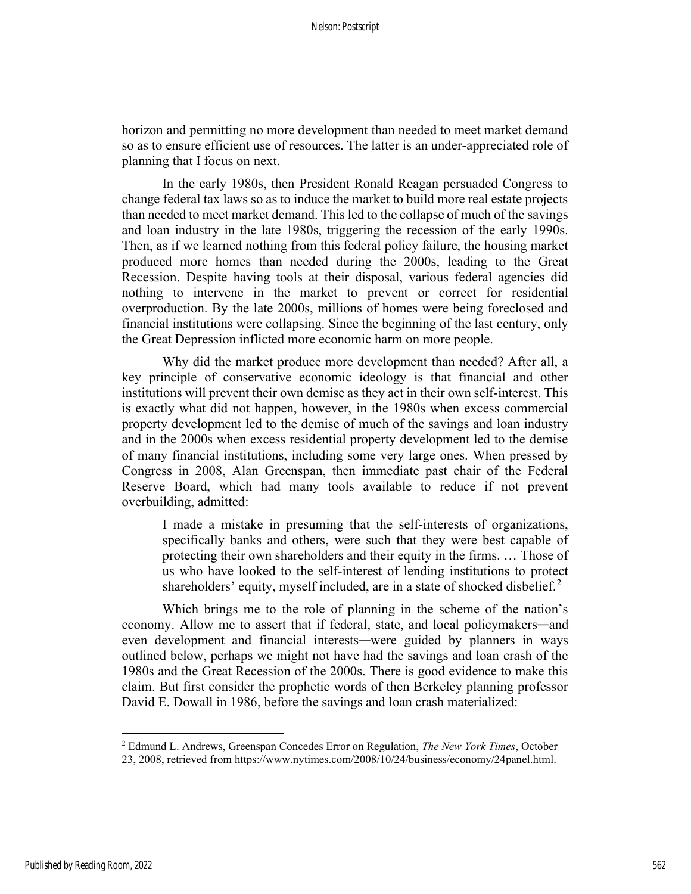horizon and permitting no more development than needed to meet market demand so as to ensure efficient use of resources. The latter is an under-appreciated role of planning that I focus on next.

In the early 1980s, then President Ronald Reagan persuaded Congress to change federal tax laws so as to induce the market to build more real estate projects than needed to meet market demand. This led to the collapse of much of the savings and loan industry in the late 1980s, triggering the recession of the early 1990s. Then, as if we learned nothing from this federal policy failure, the housing market produced more homes than needed during the 2000s, leading to the Great Recession. Despite having tools at their disposal, various federal agencies did nothing to intervene in the market to prevent or correct for residential overproduction. By the late 2000s, millions of homes were being foreclosed and financial institutions were collapsing. Since the beginning of the last century, only the Great Depression inflicted more economic harm on more people.

Why did the market produce more development than needed? After all, a key principle of conservative economic ideology is that financial and other institutions will prevent their own demise as they act in their own self-interest. This is exactly what did not happen, however, in the 1980s when excess commercial property development led to the demise of much of the savings and loan industry and in the 2000s when excess residential property development led to the demise of many financial institutions, including some very large ones. When pressed by Congress in 2008, Alan Greenspan, then immediate past chair of the Federal Reserve Board, which had many tools available to reduce if not prevent overbuilding, admitted:

> I made a mistake in presuming that the self-interests of organizations, specifically banks and others, were such that they were best capable of protecting their own shareholders and their equity in the firms. … Those of us who have looked to the self-interest of lending institutions to protect shareholders' equity, myself included, are in a state of shocked disbelief.[2]

Which brings me to the role of planning in the scheme of the nation's economy. Allow me to assert that if federal, state, and local policymakers—and even development and financial interests—were guided by planners in ways outlined below, perhaps we might not have had the savings and loan crash of the 1980s and the Great Recession of the 2000s. There is good evidence to make this claim. But first consider the prophetic words of then Berkeley planning professor David E. Dowall in 1986, before the savings and loan crash materialized:

---

[2] Edmund L. Andrews, Greenspan Concedes Error on Regulation, *The New York Times*, October 23, 2008, retrieved from https://www.nytimes.com/2008/10/24/business/economy/24panel.html.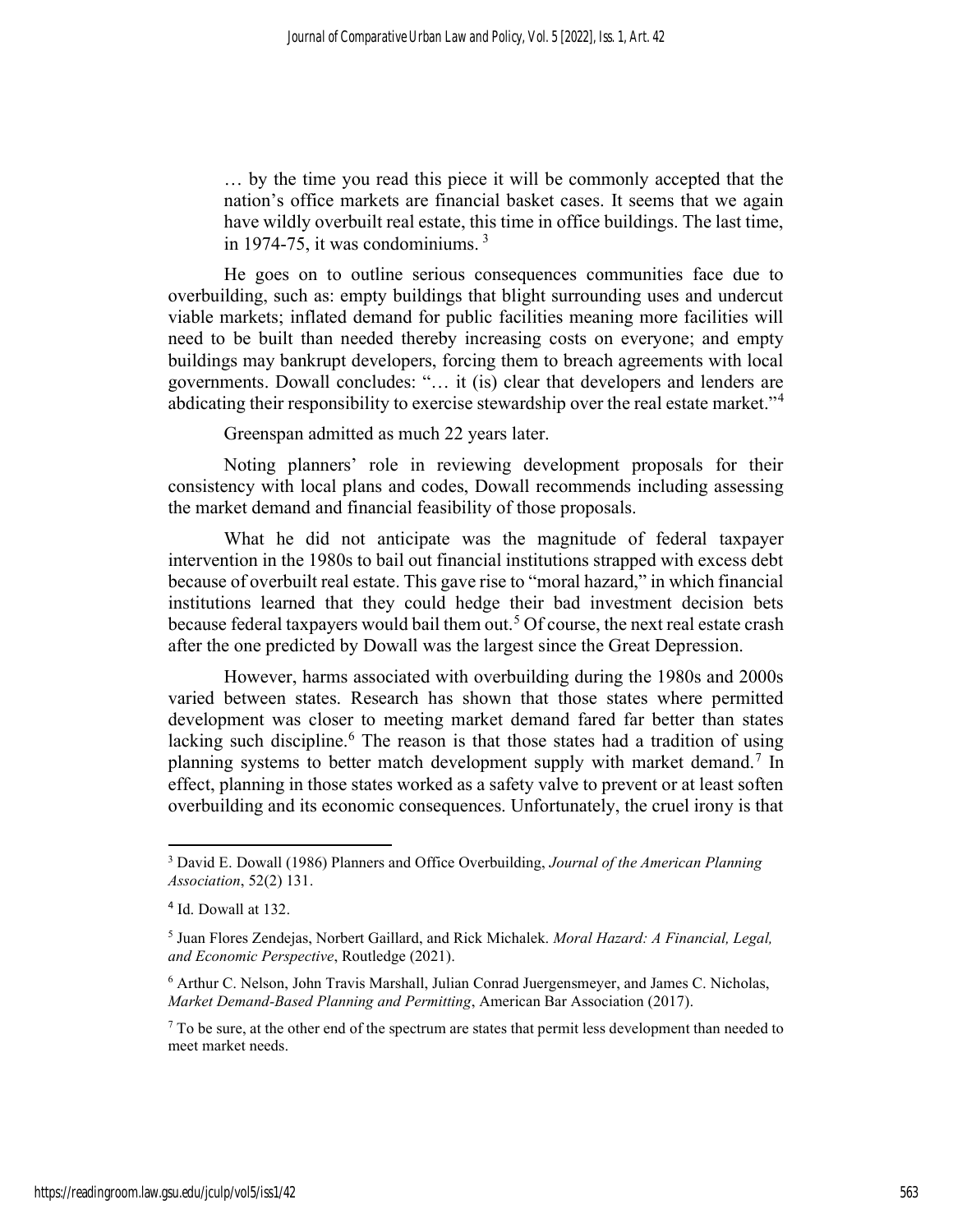> … by the time you read this piece it will be commonly accepted that the nation's office markets are financial basket cases. It seems that we again have wildly overbuilt real estate, this time in office buildings. The last time, in 1974-75, it was condominiums. [3]

He goes on to outline serious consequences communities face due to overbuilding, such as: empty buildings that blight surrounding uses and undercut viable markets; inflated demand for public facilities meaning more facilities will need to be built than needed thereby increasing costs on everyone; and empty buildings may bankrupt developers, forcing them to breach agreements with local governments. Dowall concludes: "… it (is) clear that developers and lenders are abdicating their responsibility to exercise stewardship over the real estate market."[4]

Greenspan admitted as much 22 years later.

Noting planners' role in reviewing development proposals for their consistency with local plans and codes, Dowall recommends including assessing the market demand and financial feasibility of those proposals.

What he did not anticipate was the magnitude of federal taxpayer intervention in the 1980s to bail out financial institutions strapped with excess debt because of overbuilt real estate. This gave rise to "moral hazard," in which financial institutions learned that they could hedge their bad investment decision bets because federal taxpayers would bail them out.[5] Of course, the next real estate crash after the one predicted by Dowall was the largest since the Great Depression.

However, harms associated with overbuilding during the 1980s and 2000s varied between states. Research has shown that those states where permitted development was closer to meeting market demand fared far better than states lacking such discipline.[6] The reason is that those states had a tradition of using planning systems to better match development supply with market demand.[7] In effect, planning in those states worked as a safety valve to prevent or at least soften overbuilding and its economic consequences. Unfortunately, the cruel irony is that

---

[3] David E. Dowall (1986) Planners and Office Overbuilding, *Journal of the American Planning Association*, 52(2) 131.

[4] Id. Dowall at 132.

[5] Juan Flores Zendejas, Norbert Gaillard, and Rick Michalek. *Moral Hazard: A Financial, Legal, and Economic Perspective*, Routledge (2021).

[6] Arthur C. Nelson, John Travis Marshall, Julian Conrad Juergensmeyer, and James C. Nicholas, *Market Demand-Based Planning and Permitting*, American Bar Association (2017).

[7] To be sure, at the other end of the spectrum are states that permit less development than needed to meet market needs.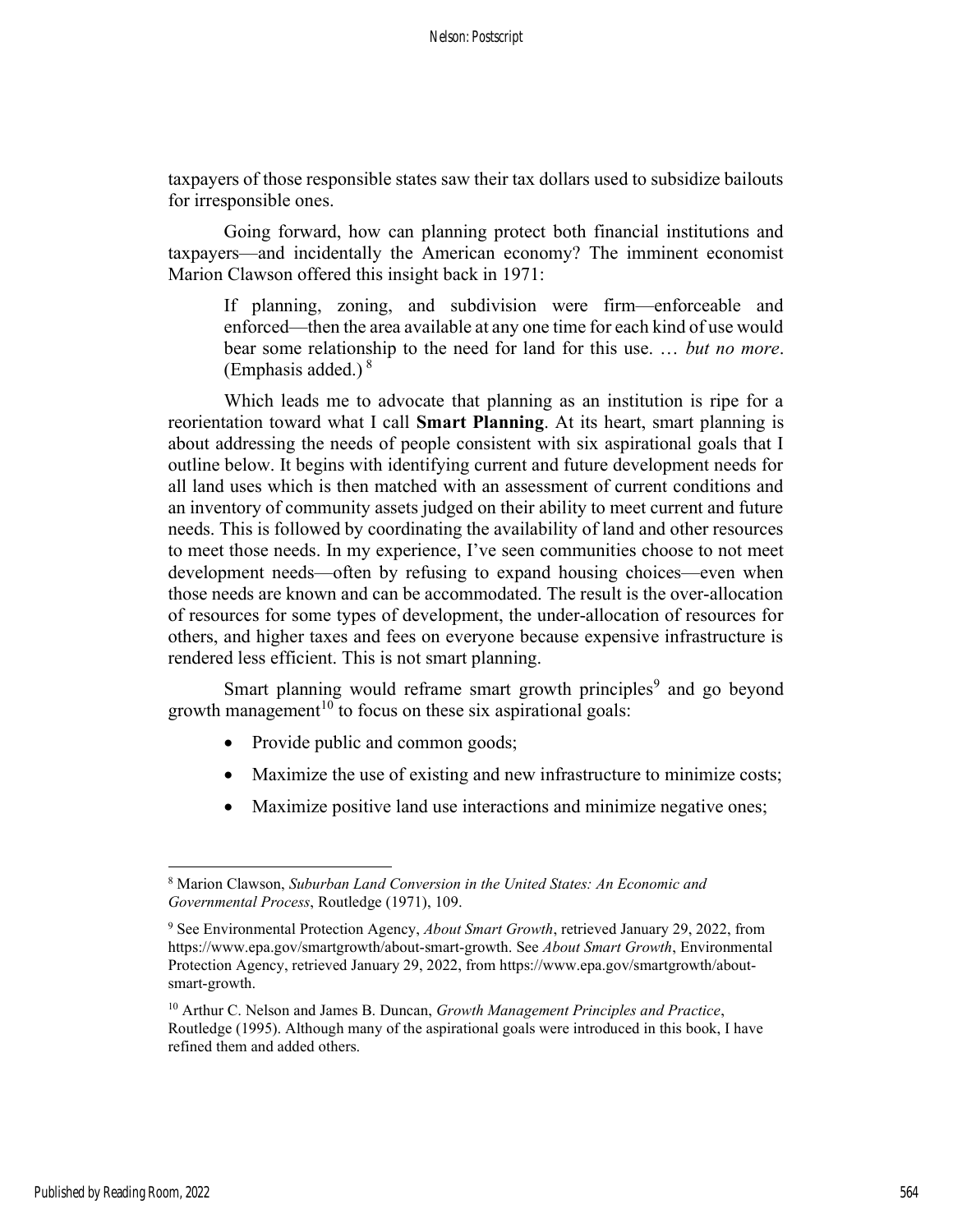taxpayers of those responsible states saw their tax dollars used to subsidize bailouts for irresponsible ones.

Going forward, how can planning protect both financial institutions and taxpayers—and incidentally the American economy? The imminent economist Marion Clawson offered this insight back in 1971:

> If planning, zoning, and subdivision were firm—enforceable and enforced—then the area available at any one time for each kind of use would bear some relationship to the need for land for this use. … *but no more*. (Emphasis added.)[8]

Which leads me to advocate that planning as an institution is ripe for a reorientation toward what I call **Smart Planning**. At its heart, smart planning is about addressing the needs of people consistent with six aspirational goals that I outline below. It begins with identifying current and future development needs for all land uses which is then matched with an assessment of current conditions and an inventory of community assets judged on their ability to meet current and future needs. This is followed by coordinating the availability of land and other resources to meet those needs. In my experience, I've seen communities choose to not meet development needs—often by refusing to expand housing choices—even when those needs are known and can be accommodated. The result is the over-allocation of resources for some types of development, the under-allocation of resources for others, and higher taxes and fees on everyone because expensive infrastructure is rendered less efficient. This is not smart planning.

Smart planning would reframe smart growth principles[9] and go beyond growth management[10] to focus on these six aspirational goals:

- Provide public and common goods;
- Maximize the use of existing and new infrastructure to minimize costs;
- Maximize positive land use interactions and minimize negative ones;

---

[8] Marion Clawson, *Suburban Land Conversion in the United States: An Economic and Governmental Process*, Routledge (1971), 109.

[9] See Environmental Protection Agency, *About Smart Growth*, retrieved January 29, 2022, from https://www.epa.gov/smartgrowth/about-smart-growth. See *About Smart Growth*, Environmental Protection Agency, retrieved January 29, 2022, from https://www.epa.gov/smartgrowth/about-smart-growth.

[10] Arthur C. Nelson and James B. Duncan, *Growth Management Principles and Practice*, Routledge (1995). Although many of the aspirational goals were introduced in this book, I have refined them and added others.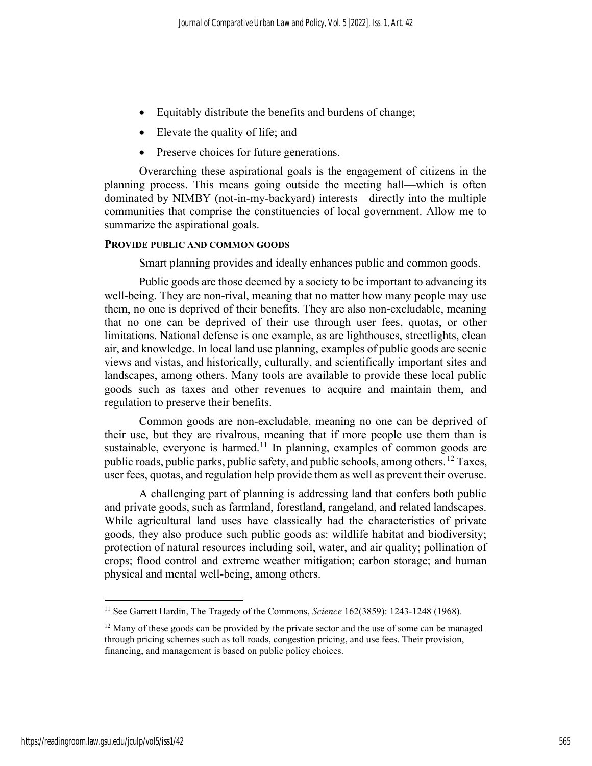- Equitably distribute the benefits and burdens of change;
- Elevate the quality of life; and
- Preserve choices for future generations.

Overarching these aspirational goals is the engagement of citizens in the planning process. This means going outside the meeting hall—which is often dominated by NIMBY (not-in-my-backyard) interests—directly into the multiple communities that comprise the constituencies of local government. Allow me to summarize the aspirational goals.

### PROVIDE PUBLIC AND COMMON GOODS

Smart planning provides and ideally enhances public and common goods.

Public goods are those deemed by a society to be important to advancing its well-being. They are non-rival, meaning that no matter how many people may use them, no one is deprived of their benefits. They are also non-excludable, meaning that no one can be deprived of their use through user fees, quotas, or other limitations. National defense is one example, as are lighthouses, streetlights, clean air, and knowledge. In local land use planning, examples of public goods are scenic views and vistas, and historically, culturally, and scientifically important sites and landscapes, among others. Many tools are available to provide these local public goods such as taxes and other revenues to acquire and maintain them, and regulation to preserve their benefits.

Common goods are non-excludable, meaning no one can be deprived of their use, but they are rivalrous, meaning that if more people use them than is sustainable, everyone is harmed.[11] In planning, examples of common goods are public roads, public parks, public safety, and public schools, among others.[12] Taxes, user fees, quotas, and regulation help provide them as well as prevent their overuse.

A challenging part of planning is addressing land that confers both public and private goods, such as farmland, forestland, rangeland, and related landscapes. While agricultural land uses have classically had the characteristics of private goods, they also produce such public goods as: wildlife habitat and biodiversity; protection of natural resources including soil, water, and air quality; pollination of crops; flood control and extreme weather mitigation; carbon storage; and human physical and mental well-being, among others.

---

[11] See Garrett Hardin, The Tragedy of the Commons, *Science* 162(3859): 1243-1248 (1968).

[12] Many of these goods can be provided by the private sector and the use of some can be managed through pricing schemes such as toll roads, congestion pricing, and use fees. Their provision, financing, and management is based on public policy choices.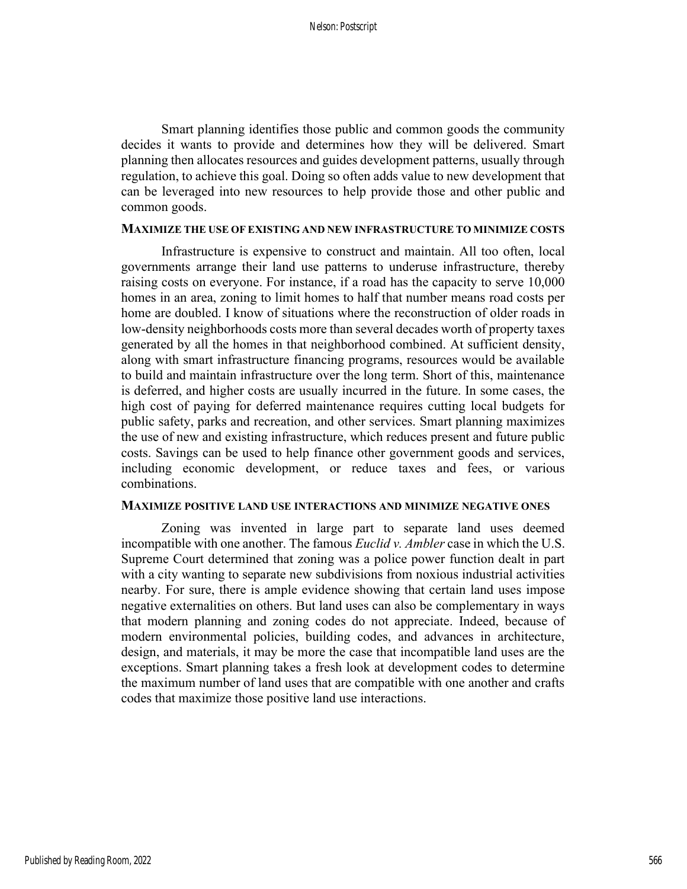Smart planning identifies those public and common goods the community decides it wants to provide and determines how they will be delivered. Smart planning then allocates resources and guides development patterns, usually through regulation, to achieve this goal. Doing so often adds value to new development that can be leveraged into new resources to help provide those and other public and common goods.

### MAXIMIZE THE USE OF EXISTING AND NEW INFRASTRUCTURE TO MINIMIZE COSTS

Infrastructure is expensive to construct and maintain. All too often, local governments arrange their land use patterns to underuse infrastructure, thereby raising costs on everyone. For instance, if a road has the capacity to serve 10,000 homes in an area, zoning to limit homes to half that number means road costs per home are doubled. I know of situations where the reconstruction of older roads in low-density neighborhoods costs more than several decades worth of property taxes generated by all the homes in that neighborhood combined. At sufficient density, along with smart infrastructure financing programs, resources would be available to build and maintain infrastructure over the long term. Short of this, maintenance is deferred, and higher costs are usually incurred in the future. In some cases, the high cost of paying for deferred maintenance requires cutting local budgets for public safety, parks and recreation, and other services. Smart planning maximizes the use of new and existing infrastructure, which reduces present and future public costs. Savings can be used to help finance other government goods and services, including economic development, or reduce taxes and fees, or various combinations.

### MAXIMIZE POSITIVE LAND USE INTERACTIONS AND MINIMIZE NEGATIVE ONES

Zoning was invented in large part to separate land uses deemed incompatible with one another. The famous *Euclid v. Ambler* case in which the U.S. Supreme Court determined that zoning was a police power function dealt in part with a city wanting to separate new subdivisions from noxious industrial activities nearby. For sure, there is ample evidence showing that certain land uses impose negative externalities on others. But land uses can also be complementary in ways that modern planning and zoning codes do not appreciate. Indeed, because of modern environmental policies, building codes, and advances in architecture, design, and materials, it may be more the case that incompatible land uses are the exceptions. Smart planning takes a fresh look at development codes to determine the maximum number of land uses that are compatible with one another and crafts codes that maximize those positive land use interactions.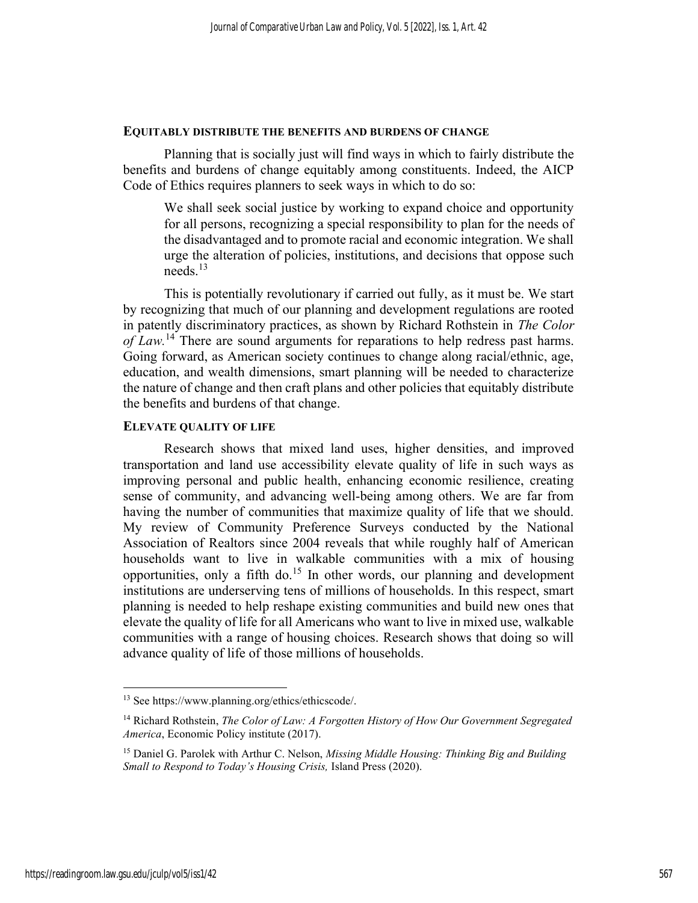### EQUITABLY DISTRIBUTE THE BENEFITS AND BURDENS OF CHANGE

Planning that is socially just will find ways in which to fairly distribute the benefits and burdens of change equitably among constituents. Indeed, the AICP Code of Ethics requires planners to seek ways in which to do so:

> We shall seek social justice by working to expand choice and opportunity for all persons, recognizing a special responsibility to plan for the needs of the disadvantaged and to promote racial and economic integration. We shall urge the alteration of policies, institutions, and decisions that oppose such needs.[13]

This is potentially revolutionary if carried out fully, as it must be. We start by recognizing that much of our planning and development regulations are rooted in patently discriminatory practices, as shown by Richard Rothstein in *The Color of Law.*[14] There are sound arguments for reparations to help redress past harms. Going forward, as American society continues to change along racial/ethnic, age, education, and wealth dimensions, smart planning will be needed to characterize the nature of change and then craft plans and other policies that equitably distribute the benefits and burdens of that change.

### ELEVATE QUALITY OF LIFE

Research shows that mixed land uses, higher densities, and improved transportation and land use accessibility elevate quality of life in such ways as improving personal and public health, enhancing economic resilience, creating sense of community, and advancing well-being among others. We are far from having the number of communities that maximize quality of life that we should. My review of Community Preference Surveys conducted by the National Association of Realtors since 2004 reveals that while roughly half of American households want to live in walkable communities with a mix of housing opportunities, only a fifth do.[15] In other words, our planning and development institutions are underserving tens of millions of households. In this respect, smart planning is needed to help reshape existing communities and build new ones that elevate the quality of life for all Americans who want to live in mixed use, walkable communities with a range of housing choices. Research shows that doing so will advance quality of life of those millions of households.

---

[13] See https://www.planning.org/ethics/ethicscode/.

[14] Richard Rothstein, *The Color of Law: A Forgotten History of How Our Government Segregated America*, Economic Policy institute (2017).

[15] Daniel G. Parolek with Arthur C. Nelson, *Missing Middle Housing: Thinking Big and Building Small to Respond to Today's Housing Crisis,* Island Press (2020).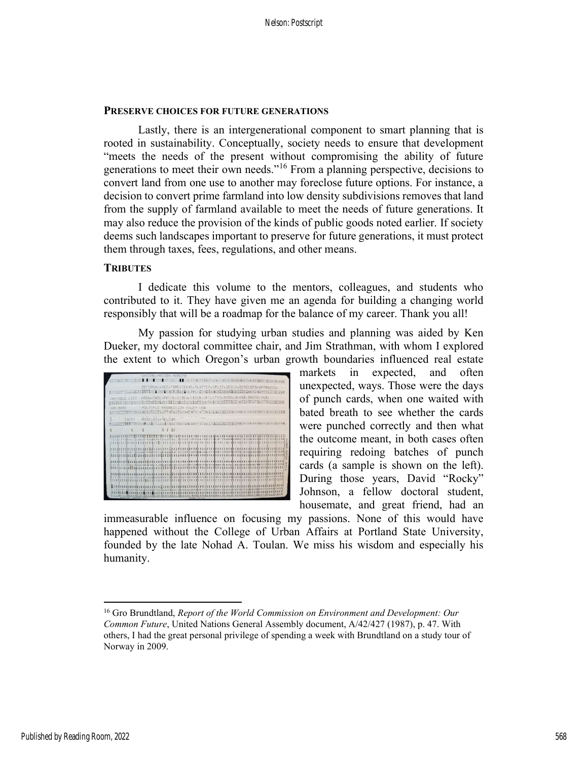**PRESERVE CHOICES FOR FUTURE GENERATIONS**

Lastly, there is an intergenerational component to smart planning that is rooted in sustainability. Conceptually, society needs to ensure that development "meets the needs of the present without compromising the ability of future generations to meet their own needs."[16] From a planning perspective, decisions to convert land from one use to another may foreclose future options. For instance, a decision to convert prime farmland into low density subdivisions removes that land from the supply of farmland available to meet the needs of future generations. It may also reduce the provision of the kinds of public goods noted earlier. If society deems such landscapes important to preserve for future generations, it must protect them through taxes, fees, regulations, and other means.

**TRIBUTES**

I dedicate this volume to the mentors, colleagues, and students who contributed to it. They have given me an agenda for building a changing world responsibly that will be a roadmap for the balance of my career. Thank you all!

My passion for studying urban studies and planning was aided by Ken Dueker, my doctoral committee chair, and Jim Strathman, with whom I explored the extent to which Oregon's urban growth boundaries influenced real estate markets in expected, and often unexpected, ways. Those were the days of punch cards, when one waited with bated breath to see whether the cards were punched correctly and then what the outcome meant, in both cases often requiring redoing batches of punch cards (a sample is shown on the left). During those years, David "Rocky" Johnson, a fellow doctoral student, housemate, and great friend, had an immeasurable influence on focusing my passions. None of this would have happened without the College of Urban Affairs at Portland State University, founded by the late Nohad A. Toulan. We miss his wisdom and especially his humanity.

[16] Gro Brundtland, *Report of the World Commission on Environment and Development: Our Common Future*, United Nations General Assembly document, A/42/427 (1987), p. 47. With others, I had the great personal privilege of spending a week with Brundtland on a study tour of Norway in 2009.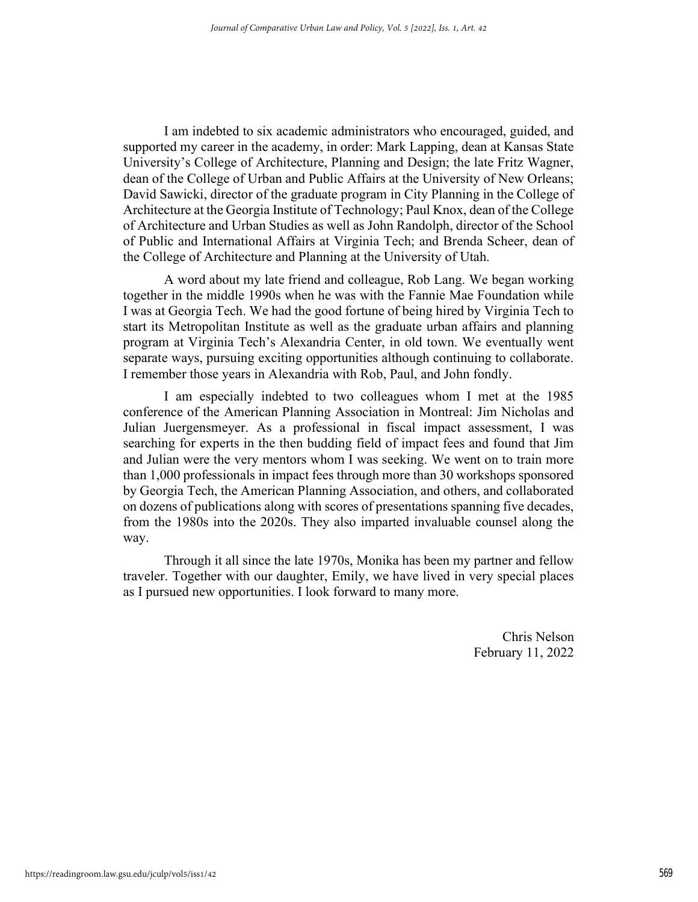I am indebted to six academic administrators who encouraged, guided, and supported my career in the academy, in order: Mark Lapping, dean at Kansas State University's College of Architecture, Planning and Design; the late Fritz Wagner, dean of the College of Urban and Public Affairs at the University of New Orleans; David Sawicki, director of the graduate program in City Planning in the College of Architecture at the Georgia Institute of Technology; Paul Knox, dean of the College of Architecture and Urban Studies as well as John Randolph, director of the School of Public and International Affairs at Virginia Tech; and Brenda Scheer, dean of the College of Architecture and Planning at the University of Utah.

A word about my late friend and colleague, Rob Lang. We began working together in the middle 1990s when he was with the Fannie Mae Foundation while I was at Georgia Tech. We had the good fortune of being hired by Virginia Tech to start its Metropolitan Institute as well as the graduate urban affairs and planning program at Virginia Tech's Alexandria Center, in old town. We eventually went separate ways, pursuing exciting opportunities although continuing to collaborate. I remember those years in Alexandria with Rob, Paul, and John fondly.

I am especially indebted to two colleagues whom I met at the 1985 conference of the American Planning Association in Montreal: Jim Nicholas and Julian Juergensmeyer. As a professional in fiscal impact assessment, I was searching for experts in the then budding field of impact fees and found that Jim and Julian were the very mentors whom I was seeking. We went on to train more than 1,000 professionals in impact fees through more than 30 workshops sponsored by Georgia Tech, the American Planning Association, and others, and collaborated on dozens of publications along with scores of presentations spanning five decades, from the 1980s into the 2020s. They also imparted invaluable counsel along the way.

Through it all since the late 1970s, Monika has been my partner and fellow traveler. Together with our daughter, Emily, we have lived in very special places as I pursued new opportunities. I look forward to many more.

Chris Nelson
February 11, 2022